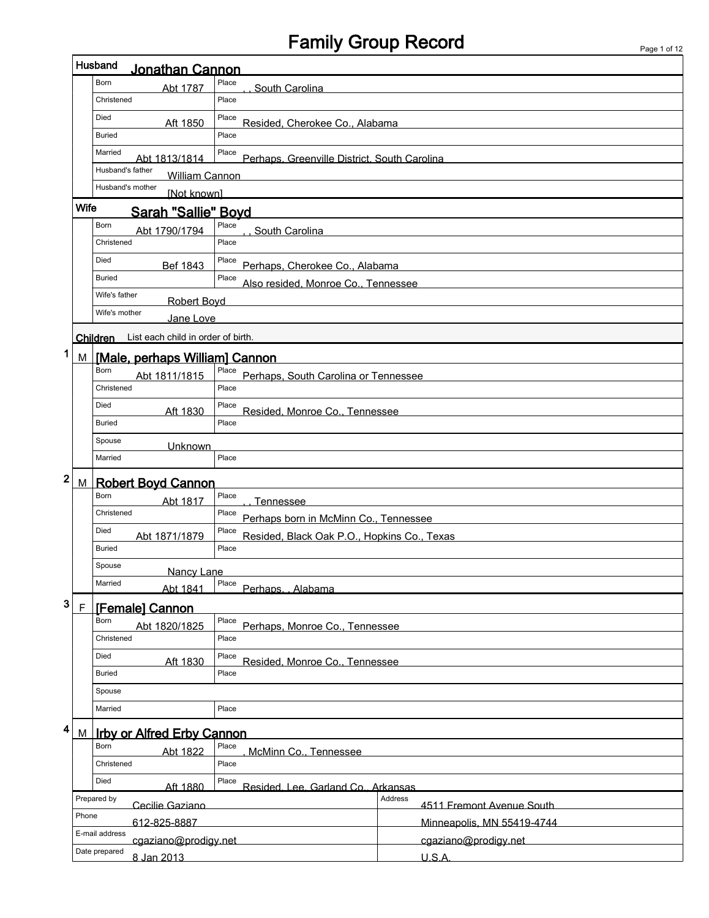# Family Group Record

## Husband: Jonathan Cannon

| Field | Date | Place |
|---|---|---|
| Born | Abt 1787 | , , South Carolina |
| Christened | | |
| Died | Aft 1850 | Resided, Cherokee Co., Alabama |
| Buried | | |
| Married | Abt 1813/1814 | Perhaps, Greenville District, South Carolina |

Husband's father: William Cannon

Husband's mother: [Not known]

## Wife: Sarah "Sallie" Boyd

| Field | Date | Place |
|---|---|---|
| Born | Abt 1790/1794 | , , South Carolina |
| Christened | | |
| Died | Bef 1843 | Perhaps, Cherokee Co., Alabama |
| Buried | | Also resided, Monroe Co., Tennessee |

Wife's father: Robert Boyd

Wife's mother: Jane Love

## Children

List each child in order of birth.

### 1 M [Male, perhaps William] Cannon

| Field | Date | Place |
|---|---|---|
| Born | Abt 1811/1815 | Perhaps, South Carolina or Tennessee |
| Christened | | |
| Died | Aft 1830 | Resided, Monroe Co., Tennessee |
| Buried | | |
| Spouse | Unknown | |
| Married | | |

### 2 M Robert Boyd Cannon

| Field | Date | Place |
|---|---|---|
| Born | Abt 1817 | , , Tennessee |
| Christened | | Perhaps born in McMinn Co., Tennessee |
| Died | Abt 1871/1879 | Resided, Black Oak P.O., Hopkins Co., Texas |
| Buried | | |
| Spouse | Nancy Lane | |
| Married | Abt 1841 | Perhaps, , Alabama |

### 3 F [Female] Cannon

| Field | Date | Place |
|---|---|---|
| Born | Abt 1820/1825 | Perhaps, Monroe Co., Tennessee |
| Christened | | |
| Died | Aft 1830 | Resided, Monroe Co., Tennessee |
| Buried | | |
| Spouse | | |
| Married | | |

### 4 M Irby or Alfred Erby Cannon

| Field | Date | Place |
|---|---|---|
| Born | Abt 1822 | , McMinn Co., Tennessee |
| Christened | | |
| Died | Aft 1880 | Resided, Lee, Garland Co., Arkansas |

| | | | |
|---|---|---|---|
| Prepared by | Cecilie Gaziano | Address | 4511 Fremont Avenue South |
| Phone | 612-825-8887 | | Minneapolis, MN 55419-4744 |
| E-mail address | cgaziano@prodigy.net | | cgaziano@prodigy.net |
| Date prepared | 8 Jan 2013 | | U.S.A. |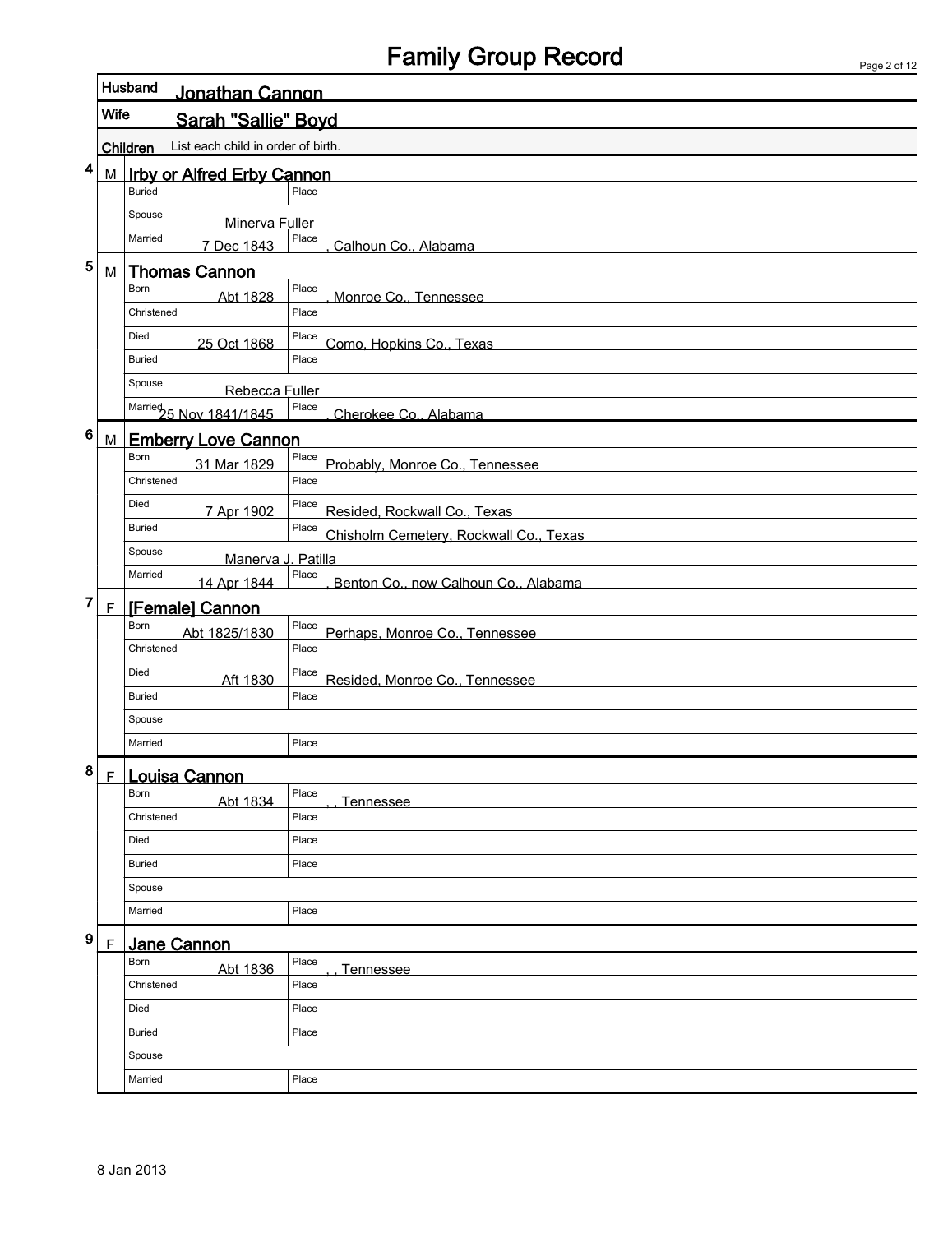# Family Group Record

**Husband** Jonathan Cannon

**Wife** Sarah "Sallie" Boyd

**Children** List each child in order of birth.

## 4 M Irby or Alfred Erby Cannon

| | | |
|---|---|---|
| Buried | | Place |
| Spouse | Minerva Fuller | |
| Married | 7 Dec 1843 | Place , Calhoun Co., Alabama |

## 5 M Thomas Cannon

| | | |
|---|---|---|
| Born | Abt 1828 | Place , Monroe Co., Tennessee |
| Christened | | Place |
| Died | 25 Oct 1868 | Place Como, Hopkins Co., Texas |
| Buried | | Place |
| Spouse | Rebecca Fuller | |
| Married | 25 Nov 1841/1845 | Place , Cherokee Co., Alabama |

## 6 M Emberry Love Cannon

| | | |
|---|---|---|
| Born | 31 Mar 1829 | Place Probably, Monroe Co., Tennessee |
| Christened | | Place |
| Died | 7 Apr 1902 | Place Resided, Rockwall Co., Texas |
| Buried | | Place Chisholm Cemetery, Rockwall Co., Texas |
| Spouse | Manerva J. Patilla | |
| Married | 14 Apr 1844 | Place , Benton Co., now Calhoun Co., Alabama |

## 7 F [Female] Cannon

| | | |
|---|---|---|
| Born | Abt 1825/1830 | Place Perhaps, Monroe Co., Tennessee |
| Christened | | Place |
| Died | Aft 1830 | Place Resided, Monroe Co., Tennessee |
| Buried | | Place |
| Spouse | | |
| Married | | Place |

## 8 F Louisa Cannon

| | | |
|---|---|---|
| Born | Abt 1834 | Place , , Tennessee |
| Christened | | Place |
| Died | | Place |
| Buried | | Place |
| Spouse | | |
| Married | | Place |

## 9 F Jane Cannon

| | | |
|---|---|---|
| Born | Abt 1836 | Place , , Tennessee |
| Christened | | Place |
| Died | | Place |
| Buried | | Place |
| Spouse | | |
| Married | | Place |

8 Jan 2013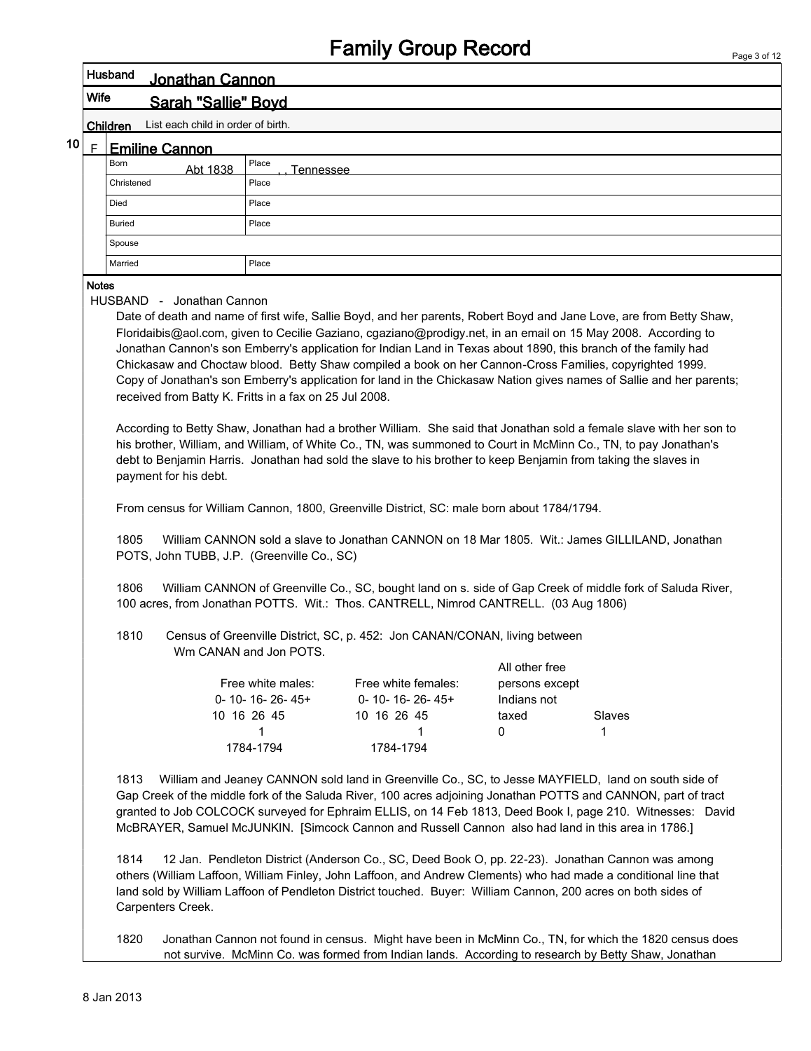# Family Group Record

**Husband** Jonathan Cannon

**Wife** Sarah "Sallie" Boyd

**Children** List each child in order of birth.

**10 F Emiline Cannon**

| | | | |
|---|---|---|---|
| Born | Abt 1838 | Place | , , Tennessee |
| Christened | | Place | |
| Died | | Place | |
| Buried | | Place | |
| Spouse | | | |
| Married | | Place | |

**Notes**

HUSBAND - Jonathan Cannon

Date of death and name of first wife, Sallie Boyd, and her parents, Robert Boyd and Jane Love, are from Betty Shaw, Floridaibis@aol.com, given to Cecilie Gaziano, cgaziano@prodigy.net, in an email on 15 May 2008. According to Jonathan Cannon's son Emberry's application for Indian Land in Texas about 1890, this branch of the family had Chickasaw and Choctaw blood. Betty Shaw compiled a book on her Cannon-Cross Families, copyrighted 1999. Copy of Jonathan's son Emberry's application for land in the Chickasaw Nation gives names of Sallie and her parents; received from Batty K. Fritts in a fax on 25 Jul 2008.

According to Betty Shaw, Jonathan had a brother William. She said that Jonathan sold a female slave with her son to his brother, William, and William, of White Co., TN, was summoned to Court in McMinn Co., TN, to pay Jonathan's debt to Benjamin Harris. Jonathan had sold the slave to his brother to keep Benjamin from taking the slaves in payment for his debt.

From census for William Cannon, 1800, Greenville District, SC: male born about 1784/1794.

1805 William CANNON sold a slave to Jonathan CANNON on 18 Mar 1805. Wit.: James GILLILAND, Jonathan POTS, John TUBB, J.P. (Greenville Co., SC)

1806 William CANNON of Greenville Co., SC, bought land on s. side of Gap Creek of middle fork of Saluda River, 100 acres, from Jonathan POTTS. Wit.: Thos. CANTRELL, Nimrod CANTRELL. (03 Aug 1806)

1810 Census of Greenville District, SC, p. 452: Jon CANAN/CONAN, living between Wm CANAN and Jon POTS.

| Free white males: 0- 10- 16- 26- 45+ / 10 16 26 45 | Free white females: 0- 10- 16- 26- 45+ / 10 16 26 45 | All other free persons except Indians not taxed | Slaves |
|---|---|---|---|
| 1 (1784-1794) | 1 (1784-1794) | 0 | 1 |

1813 William and Jeaney CANNON sold land in Greenville Co., SC, to Jesse MAYFIELD, land on south side of Gap Creek of the middle fork of the Saluda River, 100 acres adjoining Jonathan POTTS and CANNON, part of tract granted to Job COLCOCK surveyed for Ephraim ELLIS, on 14 Feb 1813, Deed Book I, page 210. Witnesses: David McBRAYER, Samuel McJUNKIN. [Simcock Cannon and Russell Cannon also had land in this area in 1786.]

1814 12 Jan. Pendleton District (Anderson Co., SC, Deed Book O, pp. 22-23). Jonathan Cannon was among others (William Laffoon, William Finley, John Laffoon, and Andrew Clements) who had made a conditional line that land sold by William Laffoon of Pendleton District touched. Buyer: William Cannon, 200 acres on both sides of Carpenters Creek.

1820 Jonathan Cannon not found in census. Might have been in McMinn Co., TN, for which the 1820 census does not survive. McMinn Co. was formed from Indian lands. According to research by Betty Shaw, Jonathan

8 Jan 2013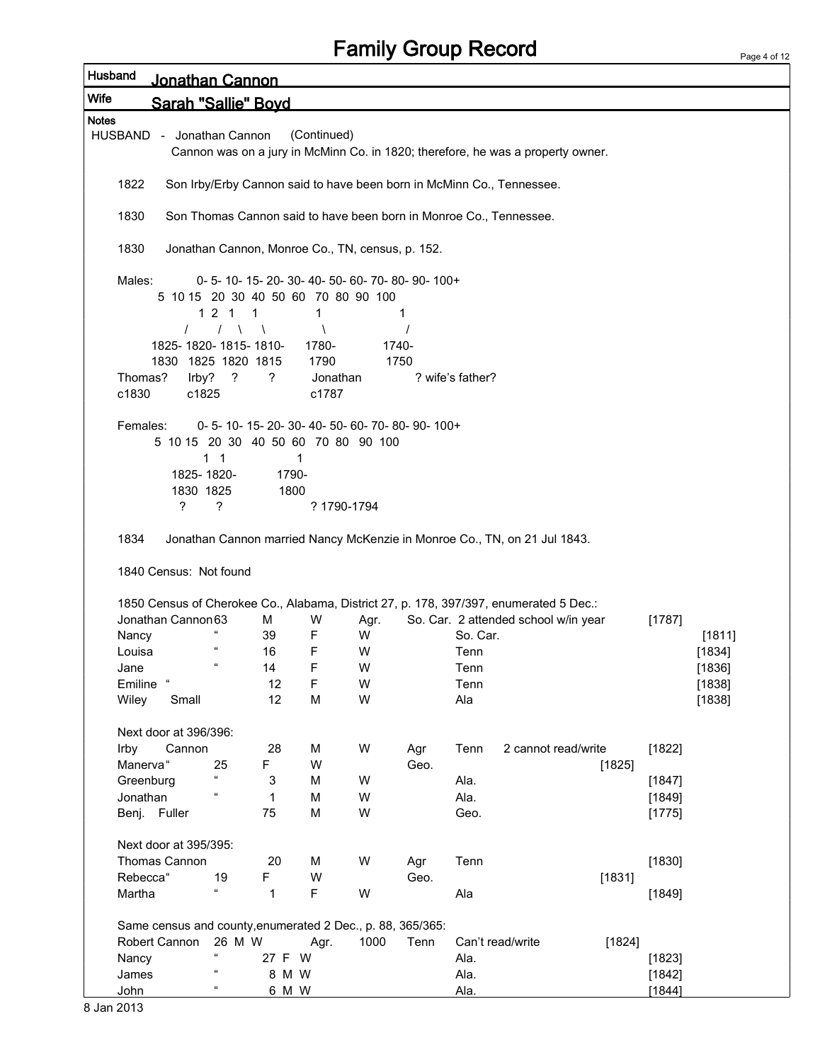# Family Group Record

**Husband** Jonathan Cannon

**Wife** Sarah "Sallie" Boyd

**Notes**

HUSBAND - Jonathan Cannon (Continued)

Cannon was on a jury in McMinn Co. in 1820; therefore, he was a property owner.

1822 Son Irby/Erby Cannon said to have been born in McMinn Co., Tennessee.

1830 Son Thomas Cannon said to have been born in Monroe Co., Tennessee.

1830 Jonathan Cannon, Monroe Co., TN, census, p. 152.

```
Males:          0- 5- 10- 15- 20- 30- 40- 50- 60- 70- 80- 90- 100+
         5 10 15  20 30 40 50 60  70 80 90 100
                1  2  1    1            1                 1
             /      /  \    \            \                /
       1825- 1820- 1815- 1810-     1780-          1740-
       1830  1825  1820  1815      1790           1750
Thomas?    Irby?   ?      ?         Jonathan           ? wife's father?
c1830      c1825                    c1787

Females:        0- 5- 10- 15- 20- 30- 40- 50- 60- 70- 80- 90- 100+
         5 10 15  20 30  40 50 60  70 80  90 100
                1   1                1
           1825- 1820-          1790-
           1830  1825           1800
             ?      ?                    ? 1790-1794
```

1834 Jonathan Cannon married Nancy McKenzie in Monroe Co., TN, on 21 Jul 1843.

1840 Census: Not found

1850 Census of Cherokee Co., Alabama, District 27, p. 178, 397/397, enumerated 5 Dec.:

| Name | | Age | Sex | Race | Occ. | Birthplace | Notes | [Year] | |
|---|---|---|---|---|---|---|---|---|---|
| Jonathan Cannon | | 63 | M | W | Agr. | So. Car. | 2 attended school w/in year | [1787] | |
| Nancy | " | 39 | F | W | | So. Car. | | | [1811] |
| Louisa | " | 16 | F | W | | Tenn | | | [1834] |
| Jane | " | 14 | F | W | | Tenn | | | [1836] |
| Emiline | " | 12 | F | W | | Tenn | | | [1838] |
| Wiley | Small | 12 | M | W | | Ala | | | [1838] |

Next door at 396/396:

| Name | | Age | Sex | Race | Occ. | Birthplace | Notes | [Year] |
|---|---|---|---|---|---|---|---|---|
| Irby | Cannon | 28 | M | W | Agr | Tenn | 2 cannot read/write | [1822] |
| Manerva | " | 25 | F | W | | Geo. | | [1825] |
| Greenburg | " | 3 | M | W | | Ala. | | [1847] |
| Jonathan | " | 1 | M | W | | Ala. | | [1849] |
| Benj. | Fuller | 75 | M | W | | Geo. | | [1775] |

Next door at 395/395:

| Name | | Age | Sex | Race | Occ. | Birthplace | [Year] |
|---|---|---|---|---|---|---|---|
| Thomas Cannon | | 20 | M | W | Agr | Tenn | [1830] |
| Rebecca | " | 19 | F | W | | Geo. | [1831] |
| Martha | " | 1 | F | W | | Ala | [1849] |

Same census and county, enumerated 2 Dec., p. 88, 365/365:

| Name | | Age | Sex | Race | Occ. | Value | Birthplace | Notes | [Year] |
|---|---|---|---|---|---|---|---|---|---|
| Robert Cannon | | 26 | M | W | Agr. | 1000 | Tenn | Can't read/write | [1824] |
| Nancy | " | 27 | F | W | | | Ala. | | [1823] |
| James | " | 8 | M | W | | | Ala. | | [1842] |
| John | " | 6 | M | W | | | Ala. | | [1844] |

8 Jan 2013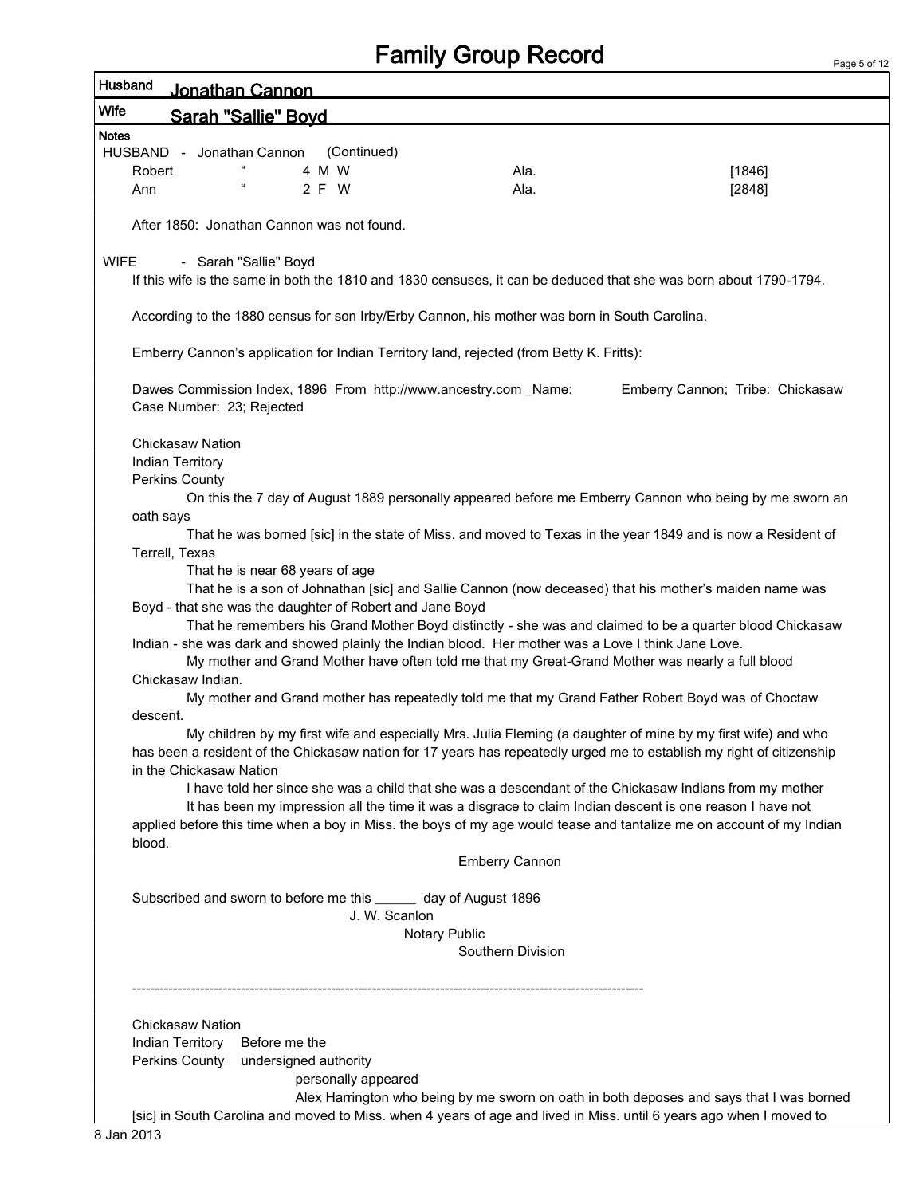# Family Group Record

**Husband** Jonathan Cannon

**Wife** Sarah "Sallie" Boyd

**Notes**

HUSBAND - Jonathan Cannon (Continued)

| Robert | " | 4 M W | Ala. | [1846] |
|---|---|---|---|---|
| Ann | " | 2 F W | Ala. | [2848] |

After 1850: Jonathan Cannon was not found.

WIFE - Sarah "Sallie" Boyd

If this wife is the same in both the 1810 and 1830 censuses, it can be deduced that she was born about 1790-1794.

According to the 1880 census for son Irby/Erby Cannon, his mother was born in South Carolina.

Emberry Cannon's application for Indian Territory land, rejected (from Betty K. Fritts):

Dawes Commission Index, 1896 From http://www.ancestry.com _Name: Emberry Cannon; Tribe: Chickasaw Case Number: 23; Rejected

Chickasaw Nation
Indian Territory
Perkins County

On this the 7 day of August 1889 personally appeared before me Emberry Cannon who being by me sworn an oath says

That he was borned [sic] in the state of Miss. and moved to Texas in the year 1849 and is now a Resident of Terrell, Texas

That he is near 68 years of age

That he is a son of Johnathan [sic] and Sallie Cannon (now deceased) that his mother's maiden name was Boyd - that she was the daughter of Robert and Jane Boyd

That he remembers his Grand Mother Boyd distinctly - she was and claimed to be a quarter blood Chickasaw Indian - she was dark and showed plainly the Indian blood. Her mother was a Love I think Jane Love.

My mother and Grand Mother have often told me that my Great-Grand Mother was nearly a full blood Chickasaw Indian.

My mother and Grand mother has repeatedly told me that my Grand Father Robert Boyd was of Choctaw descent.

My children by my first wife and especially Mrs. Julia Fleming (a daughter of mine by my first wife) and who has been a resident of the Chickasaw nation for 17 years has repeatedly urged me to establish my right of citizenship in the Chickasaw Nation

I have told her since she was a child that she was a descendant of the Chickasaw Indians from my mother

It has been my impression all the time it was a disgrace to claim Indian descent is one reason I have not applied before this time when a boy in Miss. the boys of my age would tease and tantalize me on account of my Indian blood.

Emberry Cannon

Subscribed and sworn to before me this ______ day of August 1896
J. W. Scanlon
Notary Public
Southern Division

---

Chickasaw Nation
Indian Territory Before me the
Perkins County undersigned authority
personally appeared
Alex Harrington who being by me sworn on oath in both deposes and says that I was borned [sic] in South Carolina and moved to Miss. when 4 years of age and lived in Miss. until 6 years ago when I moved to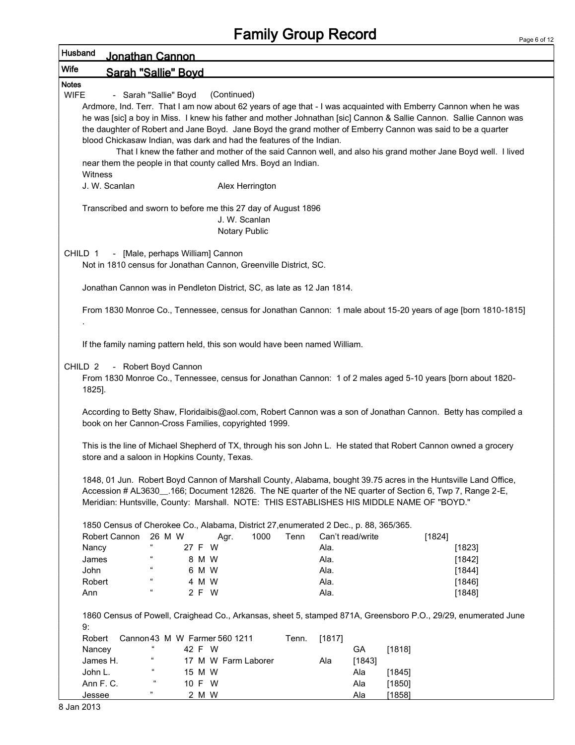# Family Group Record

**Husband** Jonathan Cannon

**Wife** Sarah "Sallie" Boyd

**Notes**

WIFE - Sarah "Sallie" Boyd (Continued)

Ardmore, Ind. Terr. That I am now about 62 years of age that - I was acquainted with Emberry Cannon when he was he was [sic] a boy in Miss. I knew his father and mother Johnathan [sic] Cannon & Sallie Cannon. Sallie Cannon was the daughter of Robert and Jane Boyd. Jane Boyd the grand mother of Emberry Cannon was said to be a quarter blood Chickasaw Indian, was dark and had the features of the Indian.

That I knew the father and mother of the said Cannon well, and also his grand mother Jane Boyd well. I lived near them the people in that county called Mrs. Boyd an Indian.

Witness

J. W. Scanlan Alex Herrington

Transcribed and sworn to before me this 27 day of August 1896

J. W. Scanlan
Notary Public

CHILD 1 - [Male, perhaps William] Cannon

Not in 1810 census for Jonathan Cannon, Greenville District, SC.

Jonathan Cannon was in Pendleton District, SC, as late as 12 Jan 1814.

From 1830 Monroe Co., Tennessee, census for Jonathan Cannon: 1 male about 15-20 years of age [born 1810-1815]
.

If the family naming pattern held, this son would have been named William.

CHILD 2 - Robert Boyd Cannon

From 1830 Monroe Co., Tennessee, census for Jonathan Cannon: 1 of 2 males aged 5-10 years [born about 1820-1825].

According to Betty Shaw, Floridaibis@aol.com, Robert Cannon was a son of Jonathan Cannon. Betty has compiled a book on her Cannon-Cross Families, copyrighted 1999.

This is the line of Michael Shepherd of TX, through his son John L. He stated that Robert Cannon owned a grocery store and a saloon in Hopkins County, Texas.

1848, 01 Jun. Robert Boyd Cannon of Marshall County, Alabama, bought 39.75 acres in the Huntsville Land Office, Accession # AL3630__.166; Document 12826. The NE quarter of the NE quarter of Section 6, Twp 7, Range 2-E, Meridian: Huntsville, County: Marshall. NOTE: THIS ESTABLISHES HIS MIDDLE NAME OF "BOYD."

1850 Census of Cherokee Co., Alabama, District 27,enumerated 2 Dec., p. 88, 365/365.

| Name | | Age | Sex | Race | Occupation | Value | Birthplace | Notes | Est. Birth |
|---|---|---|---|---|---|---|---|---|---|
| Robert | Cannon | 26 | M | W | Agr. | 1000 | Tenn | Can't read/write | [1824] |
| Nancy | " | 27 | F | W | | | Ala. | | [1823] |
| James | " | 8 | M | W | | | Ala. | | [1842] |
| John | " | 6 | M | W | | | Ala. | | [1844] |
| Robert | " | 4 | M | W | | | Ala. | | [1846] |
| Ann | " | 2 | F | W | | | Ala. | | [1848] |

1860 Census of Powell, Craighead Co., Arkansas, sheet 5, stamped 871A, Greensboro P.O., 29/29, enumerated June 9:

| Name | | Age | Sex | Race | Occupation | Value | Birthplace | Est. Birth |
|---|---|---|---|---|---|---|---|---|
| Robert | Cannon | 43 | M | W | Farmer | 560 1211 | Tenn. | [1817] |
| Nancey | " | 42 | F | W | | | GA | [1818] |
| James H. | " | 17 | M | W | Farm Laborer | | Ala | [1843] |
| John L. | " | 15 | M | W | | | Ala | [1845] |
| Ann F. C. | " | 10 | F | W | | | Ala | [1850] |
| Jessee | " | 2 | M | W | | | Ala | [1858] |

8 Jan 2013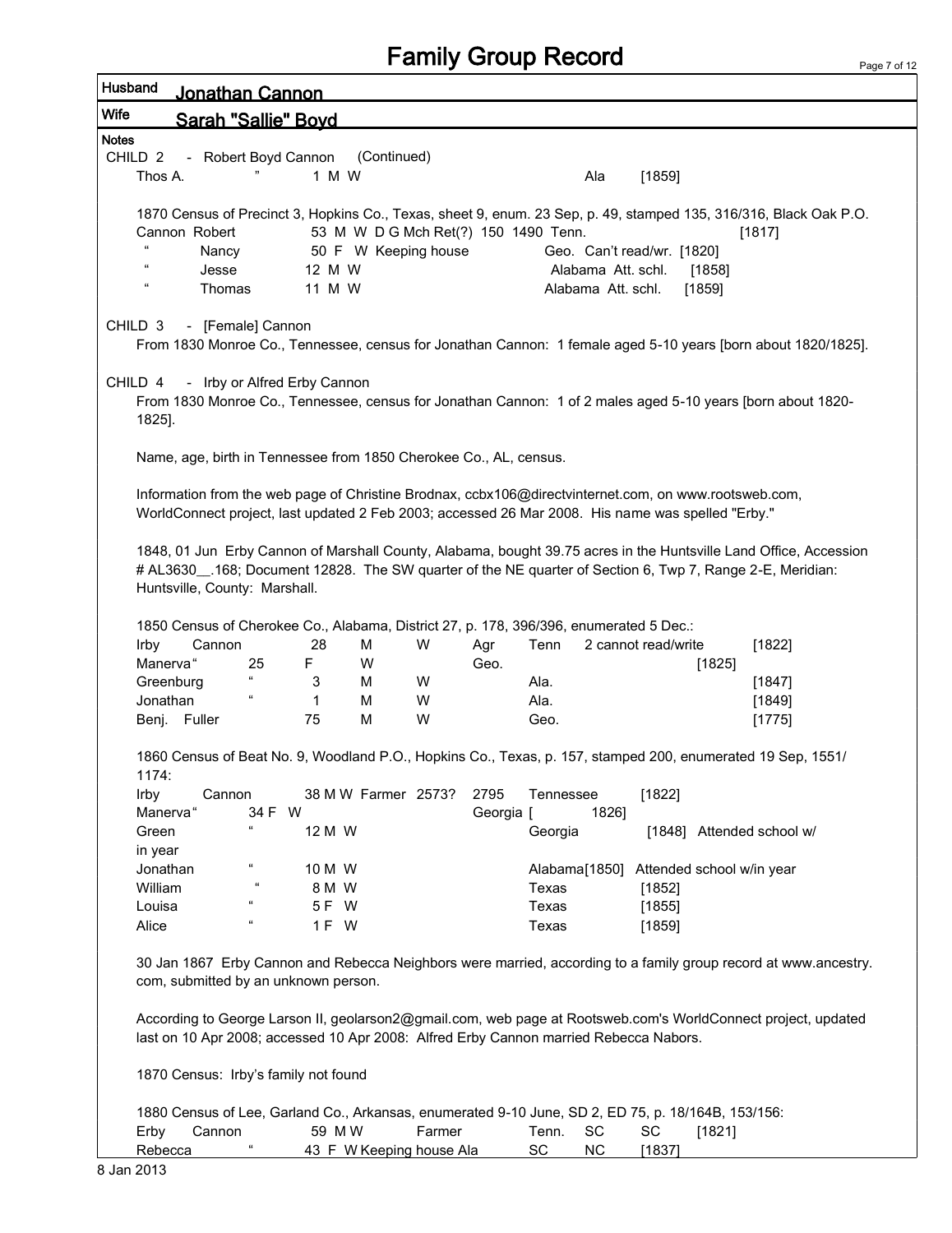# Family Group Record

**Husband** Jonathan Cannon

**Wife** Sarah "Sallie" Boyd

**Notes**

CHILD 2 - Robert Boyd Cannon (Continued)

| | | | | | |
|---|---|---|---|---|---|
| Thos A. | " | 1 M W | | Ala | [1859] |

1870 Census of Precinct 3, Hopkins Co., Texas, sheet 9, enum. 23 Sep, p. 49, stamped 135, 316/316, Black Oak P.O.

| | | | | | |
|---|---|---|---|---|---|
| Cannon | Robert | 53 M W D G Mch Ret(?) 150 1490 | Tenn. | | [1817] |
| " | Nancy | 50 F W Keeping house | Geo. | Can't read/wr. | [1820] |
| " | Jesse | 12 M W | Alabama | Att. schl. | [1858] |
| " | Thomas | 11 M W | Alabama | Att. schl. | [1859] |

CHILD 3 - [Female] Cannon

From 1830 Monroe Co., Tennessee, census for Jonathan Cannon: 1 female aged 5-10 years [born about 1820/1825].

CHILD 4 - Irby or Alfred Erby Cannon

From 1830 Monroe Co., Tennessee, census for Jonathan Cannon: 1 of 2 males aged 5-10 years [born about 1820-1825].

Name, age, birth in Tennessee from 1850 Cherokee Co., AL, census.

Information from the web page of Christine Brodnax, ccbx106@directvinternet.com, on www.rootsweb.com, WorldConnect project, last updated 2 Feb 2003; accessed 26 Mar 2008. His name was spelled "Erby."

1848, 01 Jun Erby Cannon of Marshall County, Alabama, bought 39.75 acres in the Huntsville Land Office, Accession # AL3630__.168; Document 12828. The SW quarter of the NE quarter of Section 6, Twp 7, Range 2-E, Meridian: Huntsville, County: Marshall.

1850 Census of Cherokee Co., Alabama, District 27, p. 178, 396/396, enumerated 5 Dec.:

| | | | | | | | | |
|---|---|---|---|---|---|---|---|---|
| Irby | Cannon | 28 | M | W | Agr | Tenn | 2 cannot read/write | [1822] |
| Manerva | " | 25 | F | W | | Geo. | | [1825] |
| Greenburg | " | 3 | M | W | | Ala. | | [1847] |
| Jonathan | " | 1 | M | W | | Ala. | | [1849] |
| Benj. | Fuller | 75 | M | W | | Geo. | | [1775] |

1860 Census of Beat No. 9, Woodland P.O., Hopkins Co., Texas, p. 157, stamped 200, enumerated 19 Sep, 1551/1174:

| | | | | | |
|---|---|---|---|---|---|
| Irby | Cannon | 38 M W Farmer 2573? 2795 | Tennessee | [1822] | |
| Manerva | " | 34 F W | Georgia | [1826] | |
| Green | " | 12 M W | Georgia | [1848] | Attended school w/in year |
| Jonathan | " | 10 M W | Alabama | [1850] | Attended school w/in year |
| William | " | 8 M W | Texas | [1852] | |
| Louisa | " | 5 F W | Texas | [1855] | |
| Alice | " | 1 F W | Texas | [1859] | |

30 Jan 1867 Erby Cannon and Rebecca Neighbors were married, according to a family group record at www.ancestry.com, submitted by an unknown person.

According to George Larson II, geolarson2@gmail.com, web page at Rootsweb.com's WorldConnect project, updated last on 10 Apr 2008; accessed 10 Apr 2008: Alfred Erby Cannon married Rebecca Nabors.

1870 Census: Irby's family not found

1880 Census of Lee, Garland Co., Arkansas, enumerated 9-10 June, SD 2, ED 75, p. 18/164B, 153/156:

| | | | | | | | |
|---|---|---|---|---|---|---|---|
| Erby | Cannon | 59 M W Farmer | Tenn. | SC | SC | [1821] | |
| Rebecca | " | 43 F W Keeping house | Ala | SC | NC | [1837] | |

8 Jan 2013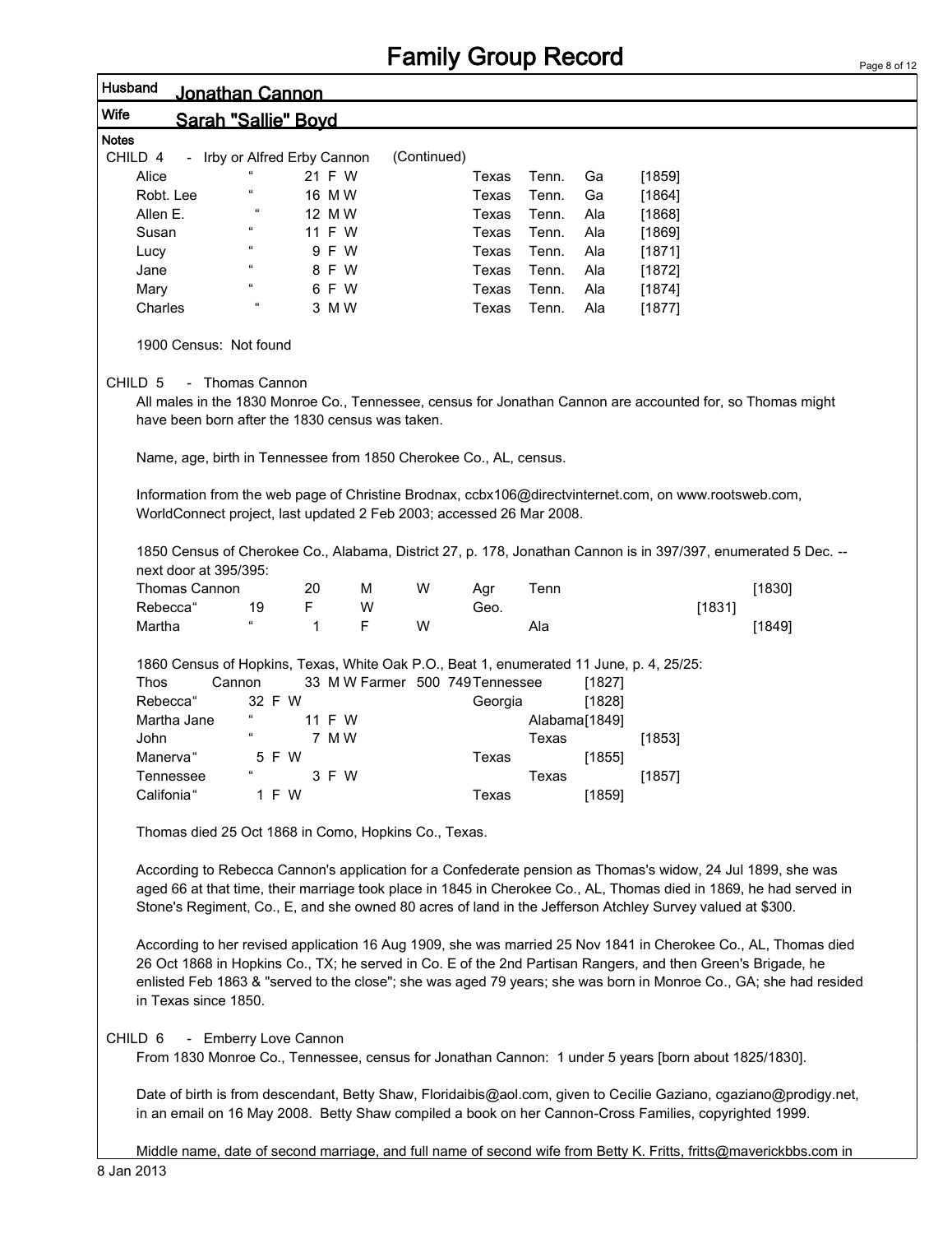# Family Group Record

**Husband** Jonathan Cannon

**Wife** Sarah "Sallie" Boyd

**Notes**

CHILD 4 - Irby or Alfred Erby Cannon (Continued)

| | | | | | | | |
|---|---|---|---|---|---|---|---|
| Alice | " | 21 F W | Texas | Tenn. | Ga | [1859] |
| Robt. Lee | " | 16 M W | Texas | Tenn. | Ga | [1864] |
| Allen E. | " | 12 M W | Texas | Tenn. | Ala | [1868] |
| Susan | " | 11 F W | Texas | Tenn. | Ala | [1869] |
| Lucy | " | 9 F W | Texas | Tenn. | Ala | [1871] |
| Jane | " | 8 F W | Texas | Tenn. | Ala | [1872] |
| Mary | " | 6 F W | Texas | Tenn. | Ala | [1874] |
| Charles | " | 3 M W | Texas | Tenn. | Ala | [1877] |

1900 Census: Not found

CHILD 5 - Thomas Cannon

All males in the 1830 Monroe Co., Tennessee, census for Jonathan Cannon are accounted for, so Thomas might have been born after the 1830 census was taken.

Name, age, birth in Tennessee from 1850 Cherokee Co., AL, census.

Information from the web page of Christine Brodnax, ccbx106@directvinternet.com, on www.rootsweb.com, WorldConnect project, last updated 2 Feb 2003; accessed 26 Mar 2008.

1850 Census of Cherokee Co., Alabama, District 27, p. 178, Jonathan Cannon is in 397/397, enumerated 5 Dec. -- next door at 395/395:

| | | | | | | | |
|---|---|---|---|---|---|---|---|
| Thomas Cannon | 20 | M | W | Agr | Tenn | [1830] |
| Rebecca" | 19 | F | W | | Geo. | [1831] |
| Martha | " | 1 | F | W | Ala | [1849] |

1860 Census of Hopkins, Texas, White Oak P.O., Beat 1, enumerated 11 June, p. 4, 25/25:

| | | | | |
|---|---|---|---|---|
| Thos Cannon | 33 M W Farmer 500 749 | Tennessee | [1827] |
| Rebecca" | 32 F W | Georgia | [1828] |
| Martha Jane " | 11 F W | Alabama | [1849] |
| John " | 7 M W | Texas | [1853] |
| Manerva" | 5 F W | Texas | [1855] |
| Tennessee " | 3 F W | Texas | [1857] |
| Califonia" | 1 F W | Texas | [1859] |

Thomas died 25 Oct 1868 in Como, Hopkins Co., Texas.

According to Rebecca Cannon's application for a Confederate pension as Thomas's widow, 24 Jul 1899, she was aged 66 at that time, their marriage took place in 1845 in Cherokee Co., AL, Thomas died in 1869, he had served in Stone's Regiment, Co., E, and she owned 80 acres of land in the Jefferson Atchley Survey valued at $300.

According to her revised application 16 Aug 1909, she was married 25 Nov 1841 in Cherokee Co., AL, Thomas died 26 Oct 1868 in Hopkins Co., TX; he served in Co. E of the 2nd Partisan Rangers, and then Green's Brigade, he enlisted Feb 1863 & "served to the close"; she was aged 79 years; she was born in Monroe Co., GA; she had resided in Texas since 1850.

CHILD 6 - Emberry Love Cannon

From 1830 Monroe Co., Tennessee, census for Jonathan Cannon: 1 under 5 years [born about 1825/1830].

Date of birth is from descendant, Betty Shaw, Floridaibis@aol.com, given to Cecilie Gaziano, cgaziano@prodigy.net, in an email on 16 May 2008. Betty Shaw compiled a book on her Cannon-Cross Families, copyrighted 1999.

Middle name, date of second marriage, and full name of second wife from Betty K. Fritts, fritts@maverickbbs.com in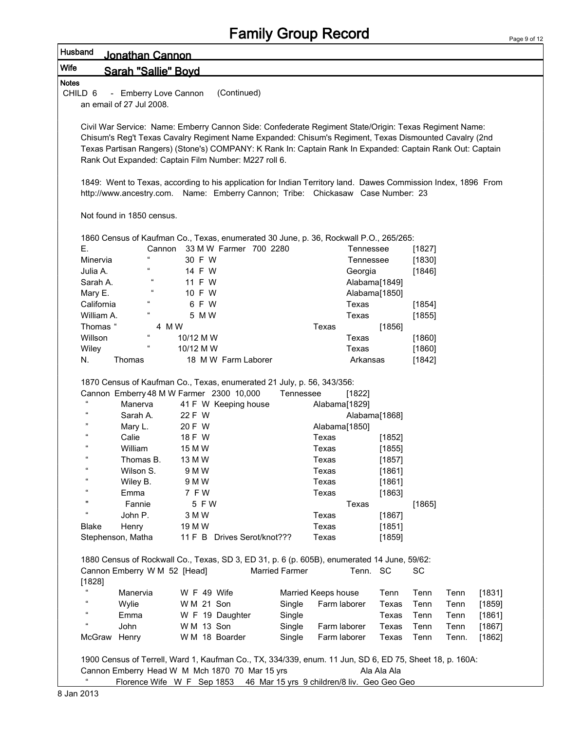# Family Group Record

**Husband** Jonathan Cannon

**Wife** Sarah "Sallie" Boyd

**Notes**

CHILD 6 - Emberry Love Cannon (Continued)

an email of 27 Jul 2008.

Civil War Service: Name: Emberry Cannon Side: Confederate Regiment State/Origin: Texas Regiment Name: Chisum's Reg't Texas Cavalry Regiment Name Expanded: Chisum's Regiment, Texas Dismounted Cavalry (2nd Texas Partisan Rangers) (Stone's) COMPANY: K Rank In: Captain Rank In Expanded: Captain Rank Out: Captain Rank Out Expanded: Captain Film Number: M227 roll 6.

1849: Went to Texas, according to his application for Indian Territory land. Dawes Commission Index, 1896 From http://www.ancestry.com. Name: Emberry Cannon; Tribe: Chickasaw Case Number: 23

Not found in 1850 census.

1860 Census of Kaufman Co., Texas, enumerated 30 June, p. 36, Rockwall P.O., 265/265:

| | | | | |
|---|---|---|---|---|
| E. | Cannon | 33 M W Farmer 700 2280 | Tennessee | [1827] |
| Minervia | " | 30 F W | Tennessee | [1830] |
| Julia A. | " | 14 F W | Georgia | [1846] |
| Sarah A. | " | 11 F W | Alabama[1849] | |
| Mary E. | " | 10 F W | Alabama[1850] | |
| California | " | 6 F W | Texas | [1854] |
| William A. | " | 5 M W | Texas | [1855] |
| Thomas | " | 4 M W | Texas | [1856] |
| Willson | " | 10/12 M W | Texas | [1860] |
| Wiley | " | 10/12 M W | Texas | [1860] |
| N. | Thomas | 18 M W Farm Laborer | Arkansas | [1842] |

1870 Census of Kaufman Co., Texas, enumerated 21 July, p. 56, 343/356:

| | | | | |
|---|---|---|---|---|
| Cannon | Emberry | 48 M W Farmer 2300 10,000 | Tennessee | [1822] |
| " | Manerva | 41 F W Keeping house | Alabama[1829] | |
| " | Sarah A. | 22 F W | Alabama[1868] | |
| " | Mary L. | 20 F W | Alabama[1850] | |
| " | Calie | 18 F W | Texas | [1852] |
| " | William | 15 M W | Texas | [1855] |
| " | Thomas B. | 13 M W | Texas | [1857] |
| " | Wilson S. | 9 M W | Texas | [1861] |
| " | Wiley B. | 9 M W | Texas | [1861] |
| " | Emma | 7 F W | Texas | [1863] |
| " | Fannie | 5 F W | Texas | [1865] |
| " | John P. | 3 M W | Texas | [1867] |
| Blake | Henry | 19 M W | Texas | [1851] |
| Stephenson, | Matha | 11 F B Drives Serot/knot??? | Texas | [1859] |

1880 Census of Rockwall Co., Texas, SD 3, ED 31, p. 6 (p. 605B), enumerated 14 June, 59/62:

| | | | | | | | | | |
|---|---|---|---|---|---|---|---|---|---|
| Cannon | Emberry | W M 52 [Head] | Married | Farmer | Tenn. | SC | SC | | [1828] |
| " | Manervia | W F 49 Wife | Married | Keeps house | Tenn | Tenn | Tenn | | [1831] |
| " | Wylie | W M 21 Son | Single | Farm laborer | Texas | Tenn | Tenn | | [1859] |
| " | Emma | W F 19 Daughter | Single | | Texas | Tenn | Tenn | | [1861] |
| " | John | W M 13 Son | Single | Farm laborer | Texas | Tenn | Tenn | | [1867] |
| McGraw | Henry | W M 18 Boarder | Single | Farm laborer | Texas | Tenn | Tenn. | | [1862] |

1900 Census of Terrell, Ward 1, Kaufman Co., TX, 334/339, enum. 11 Jun, SD 6, ED 75, Sheet 18, p. 160A:

Cannon Emberry Head W M Mch 1870 70 Mar 15 yrs Ala Ala Ala

" Florence Wife W F Sep 1853 46 Mar 15 yrs 9 children/8 liv. Geo Geo Geo

8 Jan 2013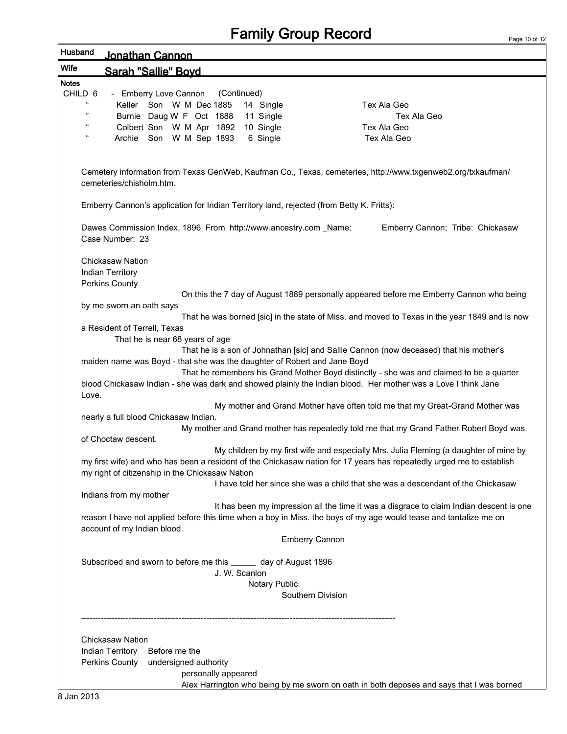# Family Group Record

**Husband** Jonathan Cannon

**Wife** Sarah "Sallie" Boyd

**Notes**

CHILD 6 - Emberry Love Cannon (Continued)

| | | | | | | | | |
|---|---|---|---|---|---|---|---|---|
| " | Keller | Son | W M | Dec 1885 | 14 | Single | | Tex Ala Geo |
| " | Burnie | Daug | W F | Oct 1888 | 11 | Single | | Tex Ala Geo |
| " | Colbert | Son | W M | Apr 1892 | 10 | Single | | Tex Ala Geo |
| " | Archie | Son | W M | Sep 1893 | 6 | Single | | Tex Ala Geo |

Cemetery information from Texas GenWeb, Kaufman Co., Texas, cemeteries, http://www.txgenweb2.org/txkaufman/cemeteries/chisholm.htm.

Emberry Cannon's application for Indian Territory land, rejected (from Betty K. Fritts):

Dawes Commission Index, 1896 From http://www.ancestry.com _Name: Emberry Cannon; Tribe: Chickasaw Case Number: 23

Chickasaw Nation
Indian Territory
Perkins County

On this the 7 day of August 1889 personally appeared before me Emberry Cannon who being by me sworn an oath says

That he was borned [sic] in the state of Miss. and moved to Texas in the year 1849 and is now a Resident of Terrell, Texas

That he is near 68 years of age

That he is a son of Johnathan [sic] and Sallie Cannon (now deceased) that his mother's maiden name was Boyd - that she was the daughter of Robert and Jane Boyd

That he remembers his Grand Mother Boyd distinctly - she was and claimed to be a quarter blood Chickasaw Indian - she was dark and showed plainly the Indian blood. Her mother was a Love I think Jane Love.

My mother and Grand Mother have often told me that my Great-Grand Mother was nearly a full blood Chickasaw Indian.

My mother and Grand mother has repeatedly told me that my Grand Father Robert Boyd was of Choctaw descent.

My children by my first wife and especially Mrs. Julia Fleming (a daughter of mine by my first wife) and who has been a resident of the Chickasaw nation for 17 years has repeatedly urged me to establish my right of citizenship in the Chickasaw Nation

I have told her since she was a child that she was a descendant of the Chickasaw Indians from my mother

It has been my impression all the time it was a disgrace to claim Indian descent is one reason I have not applied before this time when a boy in Miss. the boys of my age would tease and tantalize me on account of my Indian blood.

Emberry Cannon

Subscribed and sworn to before me this ______ day of August 1896

J. W. Scanlon
Notary Public
Southern Division

---

Chickasaw Nation
Indian Territory Before me the
Perkins County undersigned authority

personally appeared

Alex Harrington who being by me sworn on oath in both deposes and says that I was borned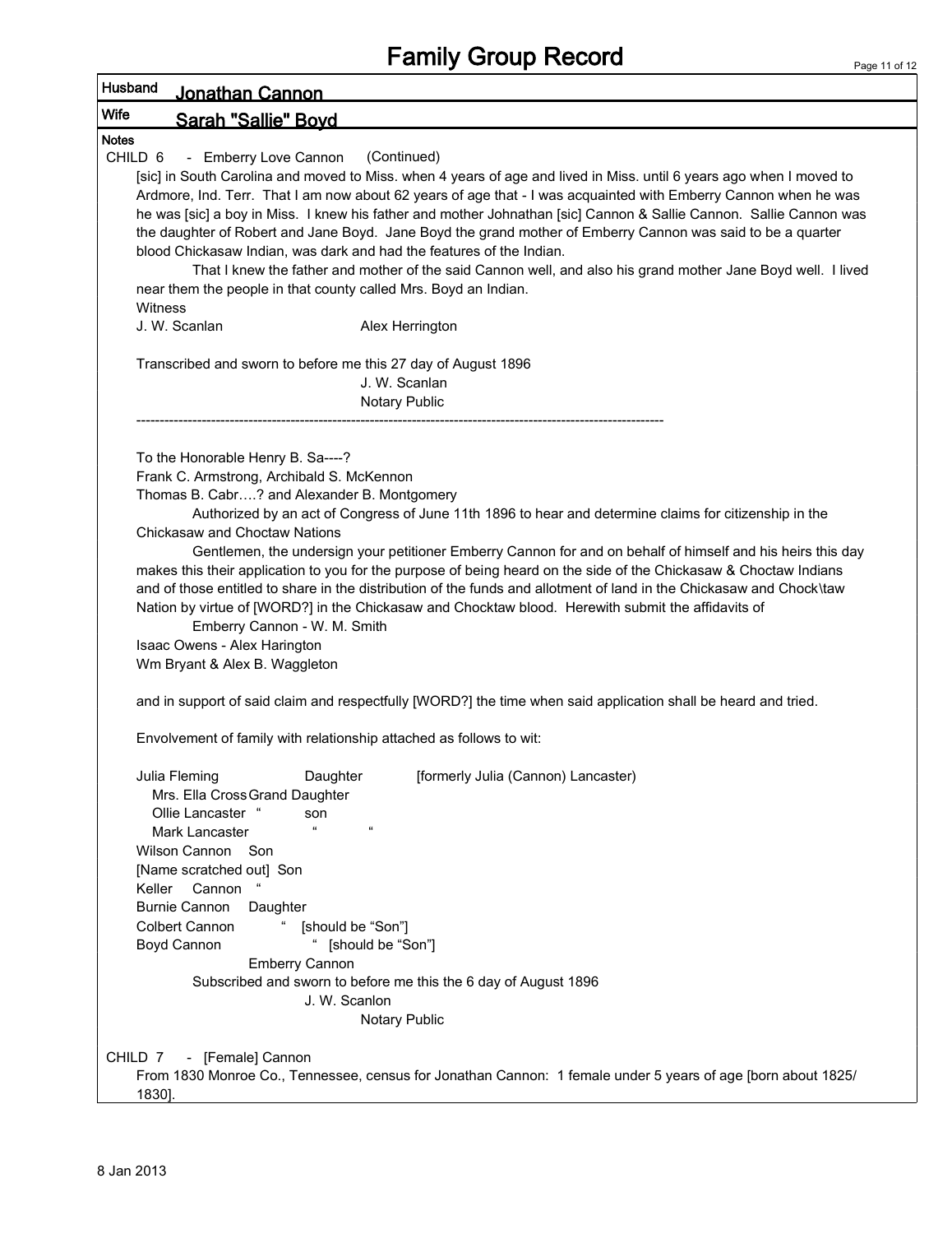# Family Group Record

**Husband** Jonathan Cannon

**Wife** Sarah "Sallie" Boyd

**Notes**

CHILD 6 - Emberry Love Cannon (Continued)

[sic] in South Carolina and moved to Miss. when 4 years of age and lived in Miss. until 6 years ago when I moved to Ardmore, Ind. Terr. That I am now about 62 years of age that - I was acquainted with Emberry Cannon when he was he was [sic] a boy in Miss. I knew his father and mother Johnathan [sic] Cannon & Sallie Cannon. Sallie Cannon was the daughter of Robert and Jane Boyd. Jane Boyd the grand mother of Emberry Cannon was said to be a quarter blood Chickasaw Indian, was dark and had the features of the Indian.

That I knew the father and mother of the said Cannon well, and also his grand mother Jane Boyd well. I lived near them the people in that county called Mrs. Boyd an Indian.

Witness

J. W. Scanlan  Alex Herrington

Transcribed and sworn to before me this 27 day of August 1896

J. W. Scanlan
Notary Public

---

To the Honorable Henry B. Sa----?
Frank C. Armstrong, Archibald S. McKennon
Thomas B. Cabr….? and Alexander B. Montgomery

Authorized by an act of Congress of June 11th 1896 to hear and determine claims for citizenship in the Chickasaw and Choctaw Nations

Gentlemen, the undersign your petitioner Emberry Cannon for and on behalf of himself and his heirs this day makes this their application to you for the purpose of being heard on the side of the Chickasaw & Choctaw Indians and of those entitled to share in the distribution of the funds and allotment of land in the Chickasaw and Chock\taw Nation by virtue of [WORD?] in the Chickasaw and Chocktaw blood. Herewith submit the affidavits of

Emberry Cannon - W. M. Smith
Isaac Owens - Alex Harington
Wm Bryant & Alex B. Waggleton

and in support of said claim and respectfully [WORD?] the time when said application shall be heard and tried.

Envolvement of family with relationship attached as follows to wit:

Julia Fleming  Daughter  [formerly Julia (Cannon) Lancaster)
  Mrs. Ella Cross Grand Daughter
  Ollie Lancaster "  son
  Mark Lancaster  "  "
Wilson Cannon  Son
[Name scratched out] Son
Keller Cannon "
Burnie Cannon  Daughter
Colbert Cannon  " [should be "Son"]
Boyd Cannon  " [should be "Son"]

Emberry Cannon

Subscribed and sworn to before me this the 6 day of August 1896

J. W. Scanlon
Notary Public

CHILD 7 - [Female] Cannon

From 1830 Monroe Co., Tennessee, census for Jonathan Cannon: 1 female under 5 years of age [born about 1825/ 1830].

8 Jan 2013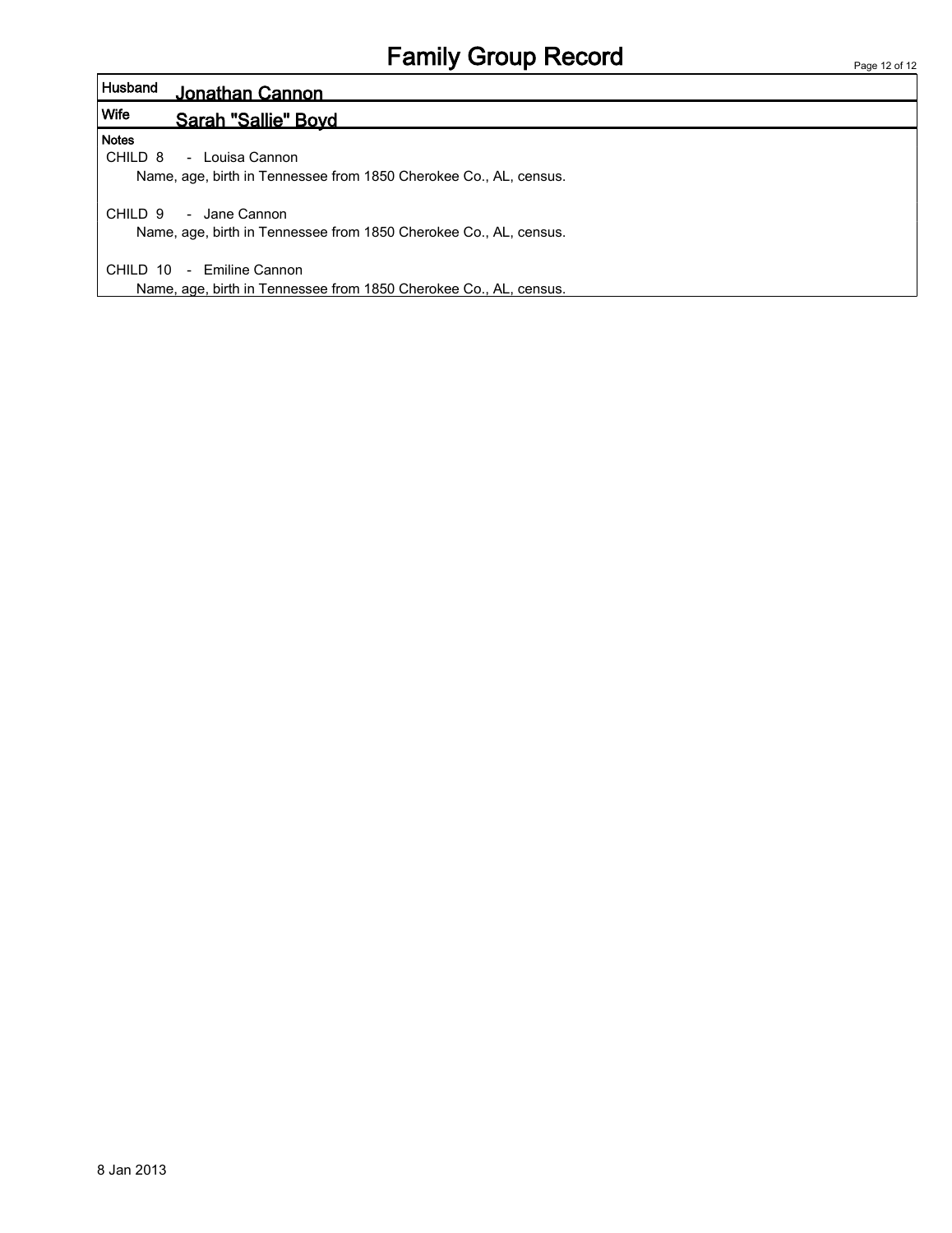# Family Group Record

**Husband** Jonathan Cannon

**Wife** Sarah "Sallie" Boyd

**Notes**

CHILD 8 - Louisa Cannon

Name, age, birth in Tennessee from 1850 Cherokee Co., AL, census.

CHILD 9 - Jane Cannon

Name, age, birth in Tennessee from 1850 Cherokee Co., AL, census.

CHILD 10 - Emiline Cannon

Name, age, birth in Tennessee from 1850 Cherokee Co., AL, census.

8 Jan 2013